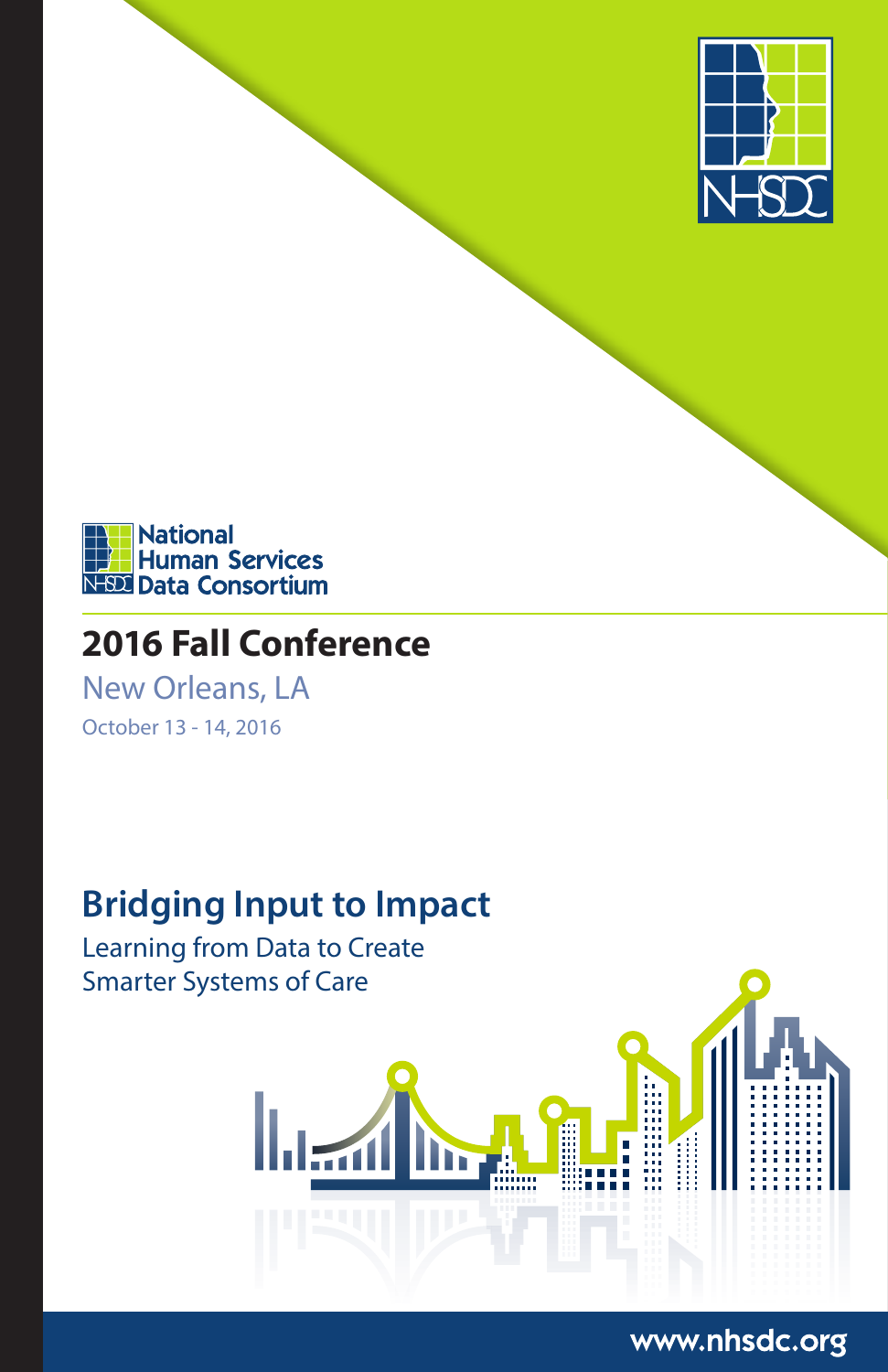National
Human Services
Data Consortium

# 2016 Fall Conference

New Orleans, LA

October 13 - 14, 2016

## Bridging Input to Impact

Learning from Data to Create
Smarter Systems of Care

www.nhsdc.org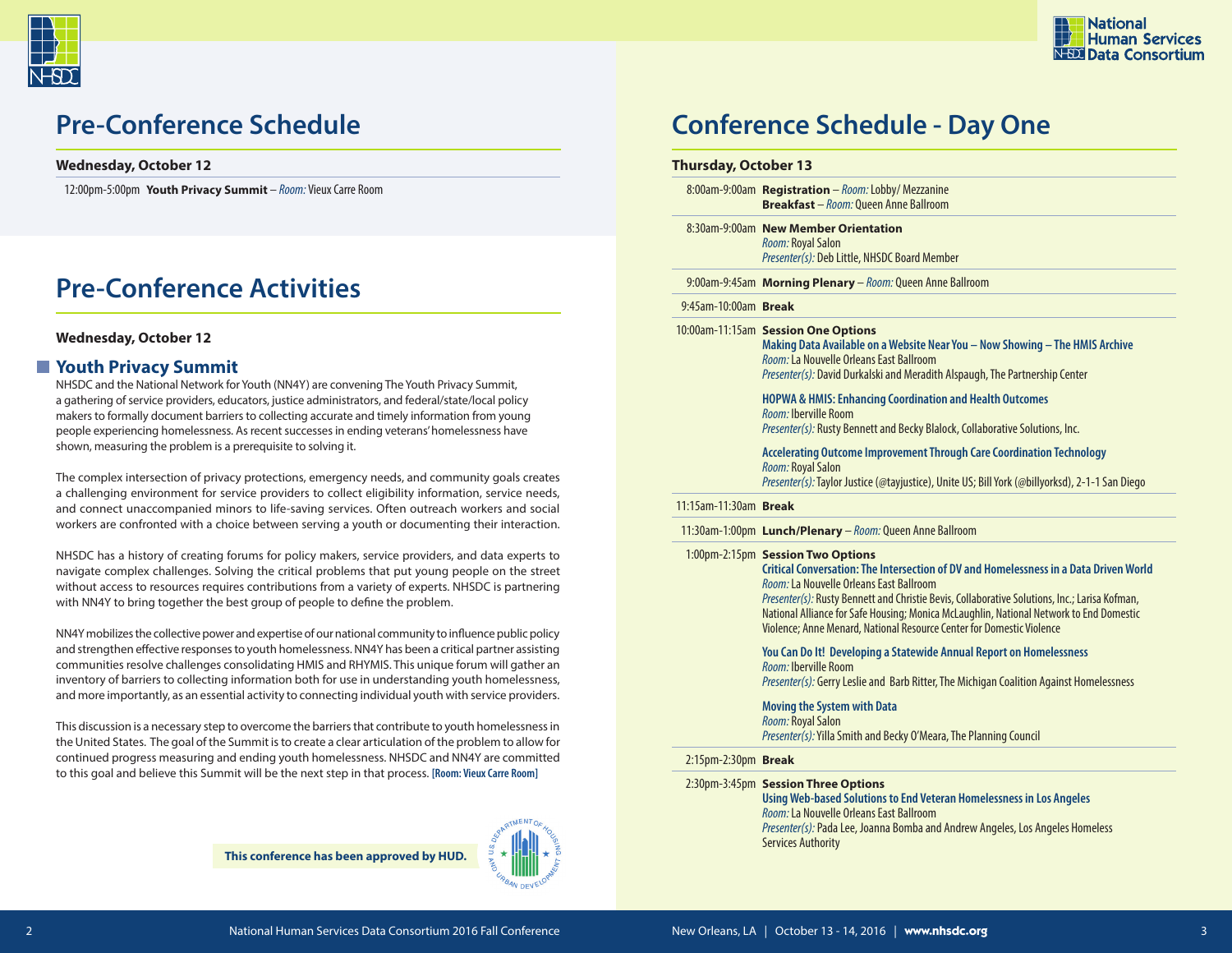# Pre-Conference Schedule

**Wednesday, October 12**

12:00pm-5:00pm **Youth Privacy Summit** – *Room:* Vieux Carre Room

# Pre-Conference Activities

**Wednesday, October 12**

## Youth Privacy Summit

NHSDC and the National Network for Youth (NN4Y) are convening The Youth Privacy Summit, a gathering of service providers, educators, justice administrators, and federal/state/local policy makers to formally document barriers to collecting accurate and timely information from young people experiencing homelessness. As recent successes in ending veterans' homelessness have shown, measuring the problem is a prerequisite to solving it.

The complex intersection of privacy protections, emergency needs, and community goals creates a challenging environment for service providers to collect eligibility information, service needs, and connect unaccompanied minors to life-saving services. Often outreach workers and social workers are confronted with a choice between serving a youth or documenting their interaction.

NHSDC has a history of creating forums for policy makers, service providers, and data experts to navigate complex challenges. Solving the critical problems that put young people on the street without access to resources requires contributions from a variety of experts. NHSDC is partnering with NN4Y to bring together the best group of people to define the problem.

NN4Y mobilizes the collective power and expertise of our national community to influence public policy and strengthen effective responses to youth homelessness. NN4Y has been a critical partner assisting communities resolve challenges consolidating HMIS and RHYMIS. This unique forum will gather an inventory of barriers to collecting information both for use in understanding youth homelessness, and more importantly, as an essential activity to connecting individual youth with service providers.

This discussion is a necessary step to overcome the barriers that contribute to youth homelessness in the United States. The goal of the Summit is to create a clear articulation of the problem to allow for continued progress measuring and ending youth homelessness. NHSDC and NN4Y are committed to this goal and believe this Summit will be the next step in that process. **[Room: Vieux Carre Room]**

**This conference has been approved by HUD.**

# Conference Schedule - Day One

**Thursday, October 13**

8:00am-9:00am **Registration** – *Room:* Lobby/ Mezzanine
**Breakfast** – *Room:* Queen Anne Ballroom

8:30am-9:00am **New Member Orientation**
*Room:* Royal Salon
*Presenter(s):* Deb Little, NHSDC Board Member

9:00am-9:45am **Morning Plenary** – *Room:* Queen Anne Ballroom

9:45am-10:00am **Break**

10:00am-11:15am **Session One Options**

**Making Data Available on a Website Near You – Now Showing – The HMIS Archive**
*Room:* La Nouvelle Orleans East Ballroom
*Presenter(s):* David Durkalski and Meradith Alspaugh, The Partnership Center

**HOPWA & HMIS: Enhancing Coordination and Health Outcomes**
*Room:* Iberville Room
*Presenter(s):* Rusty Bennett and Becky Blalock, Collaborative Solutions, Inc.

**Accelerating Outcome Improvement Through Care Coordination Technology**
*Room:* Royal Salon
*Presenter(s):* Taylor Justice (@tayjustice), Unite US; Bill York (@billyorksd), 2-1-1 San Diego

11:15am-11:30am **Break**

11:30am-1:00pm **Lunch/Plenary** – *Room:* Queen Anne Ballroom

1:00pm-2:15pm **Session Two Options**

**Critical Conversation: The Intersection of DV and Homelessness in a Data Driven World**
*Room:* La Nouvelle Orleans East Ballroom
*Presenter(s):* Rusty Bennett and Christie Bevis, Collaborative Solutions, Inc.; Larisa Kofman, National Alliance for Safe Housing; Monica McLaughlin, National Network to End Domestic Violence; Anne Menard, National Resource Center for Domestic Violence

**You Can Do It! Developing a Statewide Annual Report on Homelessness**
*Room:* Iberville Room
*Presenter(s):* Gerry Leslie and Barb Ritter, The Michigan Coalition Against Homelessness

**Moving the System with Data**
*Room:* Royal Salon
*Presenter(s):* Yilla Smith and Becky O'Meara, The Planning Council

2:15pm-2:30pm **Break**

2:30pm-3:45pm **Session Three Options**

**Using Web-based Solutions to End Veteran Homelessness in Los Angeles**
*Room:* La Nouvelle Orleans East Ballroom
*Presenter(s):* Pada Lee, Joanna Bomba and Andrew Angeles, Los Angeles Homeless Services Authority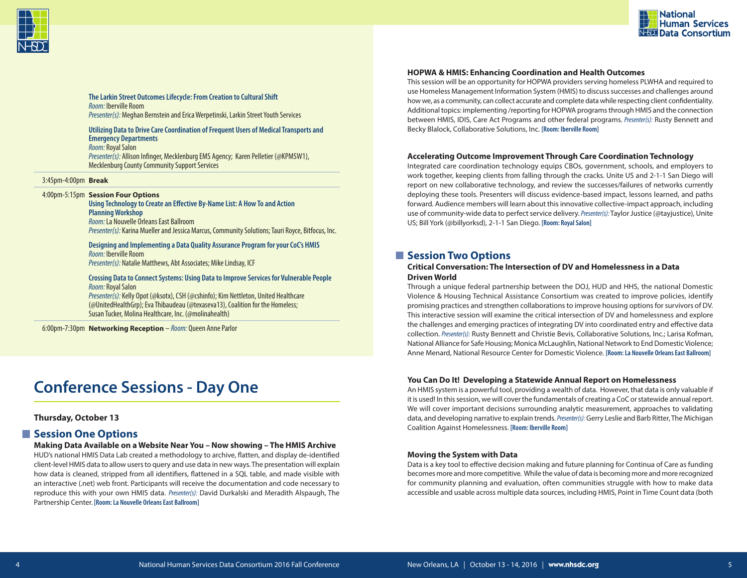**The Larkin Street Outcomes Lifecycle: From Creation to Cultural Shift**
*Room:* Iberville Room
*Presenter(s):* Meghan Bernstein and Erica Werpetinski, Larkin Street Youth Services

**Utilizing Data to Drive Care Coordination of Frequent Users of Medical Transports and Emergency Departments**
*Room:* Royal Salon
*Presenter(s):* Allison Infinger, Mecklenburg EMS Agency; Karen Pelletier (@KPMSW1), Mecklenburg County Community Support Services

3:45pm-4:00pm **Break**

4:00pm-5:15pm **Session Four Options**

**Using Technology to Create an Effective By-Name List: A How To and Action Planning Workshop**
*Room:* La Nouvelle Orleans East Ballroom
*Presenter(s):* Karina Mueller and Jessica Marcus, Community Solutions; Tauri Royce, Bitfocus, Inc.

**Designing and Implementing a Data Quality Assurance Program for your CoC's HMIS**
*Room:* Iberville Room
*Presenter(s):* Natalie Matthews, Abt Associates; Mike Lindsay, ICF

**Crossing Data to Connect Systems: Using Data to Improve Services for Vulnerable People**
*Room:* Royal Salon
*Presenter(s):* Kelly Opot (@ksotx), CSH (@cshinfo); Kim Nettleton, United Healthcare (@UnitedHealthGrp); Eva Thibaudeau (@texaseva13), Coalition for the Homeless; Susan Tucker, Molina Healthcare, Inc. (@molinahealth)

6:00pm-7:30pm **Networking Reception** – *Room:* Queen Anne Parlor

# Conference Sessions - Day One

**Thursday, October 13**

## Session One Options

**Making Data Available on a Website Near You – Now showing – The HMIS Archive**

HUD's national HMIS Data Lab created a methodology to archive, flatten, and display de-identified client-level HMIS data to allow users to query and use data in new ways. The presentation will explain how data is cleaned, stripped from all identifiers, flattened in a SQL table, and made visible with an interactive (.net) web front. Participants will receive the documentation and code necessary to reproduce this with your own HMIS data. *Presenter(s):* David Durkalski and Meradith Alspaugh, The Partnership Center. **[Room: La Nouvelle Orleans East Ballroom]**

**HOPWA & HMIS: Enhancing Coordination and Health Outcomes**

This session will be an opportunity for HOPWA providers serving homeless PLWHA and required to use Homeless Management Information System (HMIS) to discuss successes and challenges around how we, as a community, can collect accurate and complete data while respecting client confidentiality. Additional topics: implementing /reporting for HOPWA programs through HMIS and the connection between HMIS, IDIS, Care Act Programs and other federal programs. *Presenter(s):* Rusty Bennett and Becky Blalock, Collaborative Solutions, Inc. **[Room: Iberville Room]**

**Accelerating Outcome Improvement Through Care Coordination Technology**

Integrated care coordination technology equips CBOs, government, schools, and employers to work together, keeping clients from falling through the cracks. Unite US and 2-1-1 San Diego will report on new collaborative technology, and review the successes/failures of networks currently deploying these tools. Presenters will discuss evidence-based impact, lessons learned, and paths forward. Audience members will learn about this innovative collective-impact approach, including use of community-wide data to perfect service delivery. *Presenter(s):* Taylor Justice (@tayjustice), Unite US; Bill York (@billyorksd), 2-1-1 San Diego. **[Room: Royal Salon]**

## Session Two Options

**Critical Conversation: The Intersection of DV and Homelessness in a Data Driven World**

Through a unique federal partnership between the DOJ, HUD and HHS, the national Domestic Violence & Housing Technical Assistance Consortium was created to improve policies, identify promising practices and strengthen collaborations to improve housing options for survivors of DV. This interactive session will examine the critical intersection of DV and homelessness and explore the challenges and emerging practices of integrating DV into coordinated entry and effective data collection. *Presenter(s):* Rusty Bennett and Christie Bevis, Collaborative Solutions, Inc.; Larisa Kofman, National Alliance for Safe Housing; Monica McLaughlin, National Network to End Domestic Violence; Anne Menard, National Resource Center for Domestic Violence. **[Room: La Nouvelle Orleans East Ballroom]**

**You Can Do It! Developing a Statewide Annual Report on Homelessness**

An HMIS system is a powerful tool, providing a wealth of data. However, that data is only valuable if it is used! In this session, we will cover the fundamentals of creating a CoC or statewide annual report. We will cover important decisions surrounding analytic measurement, approaches to validating data, and developing narrative to explain trends. *Presenter(s):* Gerry Leslie and Barb Ritter, The Michigan Coalition Against Homelessness. **[Room: Iberville Room]**

**Moving the System with Data**

Data is a key tool to effective decision making and future planning for Continua of Care as funding becomes more and more competitive. While the value of data is becoming more and more recognized for community planning and evaluation, often communities struggle with how to make data accessible and usable across multiple data sources, including HMIS, Point in Time Count data (both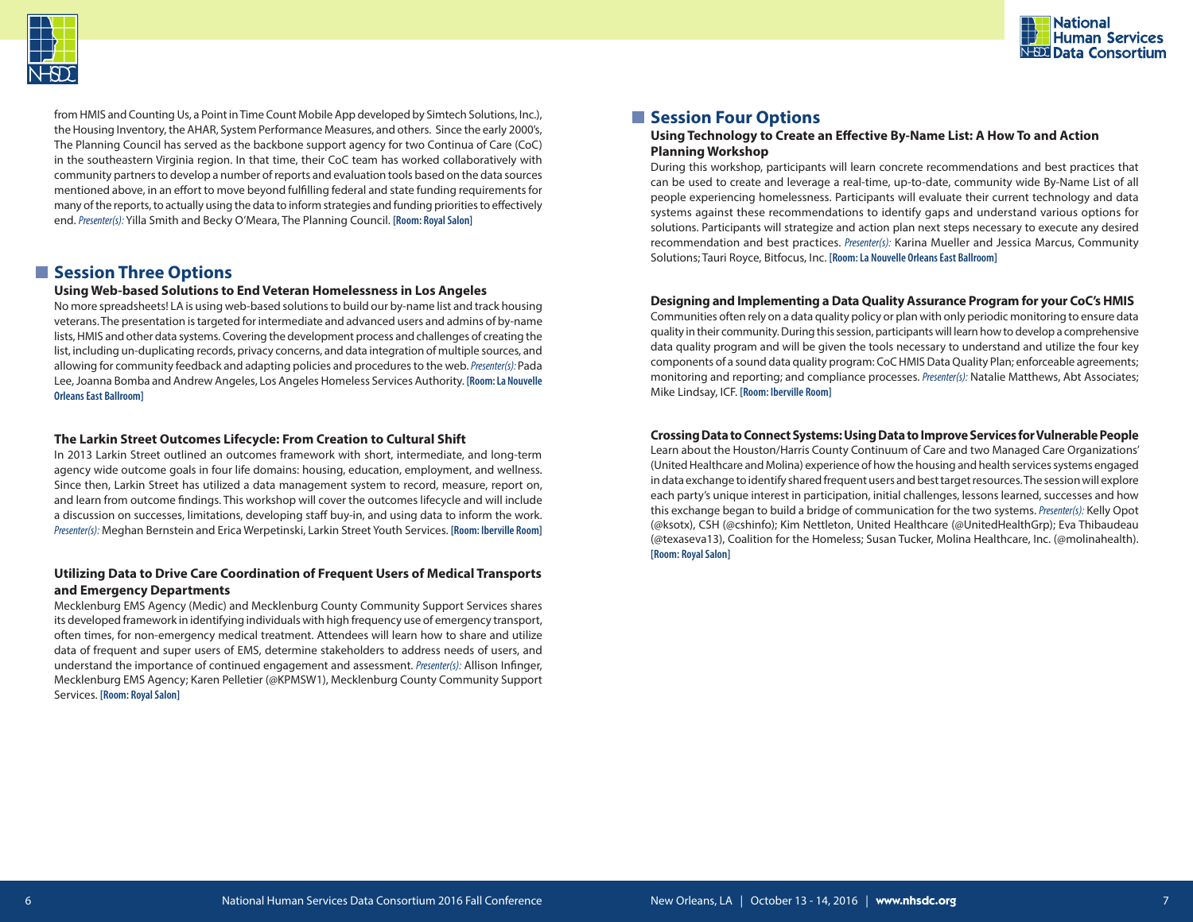from HMIS and Counting Us, a Point in Time Count Mobile App developed by Simtech Solutions, Inc.), the Housing Inventory, the AHAR, System Performance Measures, and others. Since the early 2000's, The Planning Council has served as the backbone support agency for two Continua of Care (CoC) in the southeastern Virginia region. In that time, their CoC team has worked collaboratively with community partners to develop a number of reports and evaluation tools based on the data sources mentioned above, in an effort to move beyond fulfilling federal and state funding requirements for many of the reports, to actually using the data to inform strategies and funding priorities to effectively end. *Presenter(s):* Yilla Smith and Becky O'Meara, The Planning Council. **[Room: Royal Salon]**

## Session Three Options

### Using Web-based Solutions to End Veteran Homelessness in Los Angeles

No more spreadsheets! LA is using web-based solutions to build our by-name list and track housing veterans. The presentation is targeted for intermediate and advanced users and admins of by-name lists, HMIS and other data systems. Covering the development process and challenges of creating the list, including un-duplicating records, privacy concerns, and data integration of multiple sources, and allowing for community feedback and adapting policies and procedures to the web. *Presenter(s):* Pada Lee, Joanna Bomba and Andrew Angeles, Los Angeles Homeless Services Authority. **[Room: La Nouvelle Orleans East Ballroom]**

### The Larkin Street Outcomes Lifecycle: From Creation to Cultural Shift

In 2013 Larkin Street outlined an outcomes framework with short, intermediate, and long-term agency wide outcome goals in four life domains: housing, education, employment, and wellness. Since then, Larkin Street has utilized a data management system to record, measure, report on, and learn from outcome findings. This workshop will cover the outcomes lifecycle and will include a discussion on successes, limitations, developing staff buy-in, and using data to inform the work. *Presenter(s):* Meghan Bernstein and Erica Werpetinski, Larkin Street Youth Services. **[Room: Iberville Room]**

### Utilizing Data to Drive Care Coordination of Frequent Users of Medical Transports and Emergency Departments

Mecklenburg EMS Agency (Medic) and Mecklenburg County Community Support Services shares its developed framework in identifying individuals with high frequency use of emergency transport, often times, for non-emergency medical treatment. Attendees will learn how to share and utilize data of frequent and super users of EMS, determine stakeholders to address needs of users, and understand the importance of continued engagement and assessment. *Presenter(s):* Allison Infinger, Mecklenburg EMS Agency; Karen Pelletier (@KPMSW1), Mecklenburg County Community Support Services. **[Room: Royal Salon]**

## Session Four Options

### Using Technology to Create an Effective By-Name List: A How To and Action Planning Workshop

During this workshop, participants will learn concrete recommendations and best practices that can be used to create and leverage a real-time, up-to-date, community wide By-Name List of all people experiencing homelessness. Participants will evaluate their current technology and data systems against these recommendations to identify gaps and understand various options for solutions. Participants will strategize and action plan next steps necessary to execute any desired recommendation and best practices. *Presenter(s):* Karina Mueller and Jessica Marcus, Community Solutions; Tauri Royce, Bitfocus, Inc. **[Room: La Nouvelle Orleans East Ballroom]**

### Designing and Implementing a Data Quality Assurance Program for your CoC's HMIS

Communities often rely on a data quality policy or plan with only periodic monitoring to ensure data quality in their community. During this session, participants will learn how to develop a comprehensive data quality program and will be given the tools necessary to understand and utilize the four key components of a sound data quality program: CoC HMIS Data Quality Plan; enforceable agreements; monitoring and reporting; and compliance processes. *Presenter(s):* Natalie Matthews, Abt Associates; Mike Lindsay, ICF. **[Room: Iberville Room]**

### Crossing Data to Connect Systems: Using Data to Improve Services for Vulnerable People

Learn about the Houston/Harris County Continuum of Care and two Managed Care Organizations' (United Healthcare and Molina) experience of how the housing and health services systems engaged in data exchange to identify shared frequent users and best target resources. The session will explore each party's unique interest in participation, initial challenges, lessons learned, successes and how this exchange began to build a bridge of communication for the two systems. *Presenter(s):* Kelly Opot (@ksotx), CSH (@cshinfo); Kim Nettleton, United Healthcare (@UnitedHealthGrp); Eva Thibaudeau (@texaseva13), Coalition for the Homeless; Susan Tucker, Molina Healthcare, Inc. (@molinahealth). **[Room: Royal Salon]**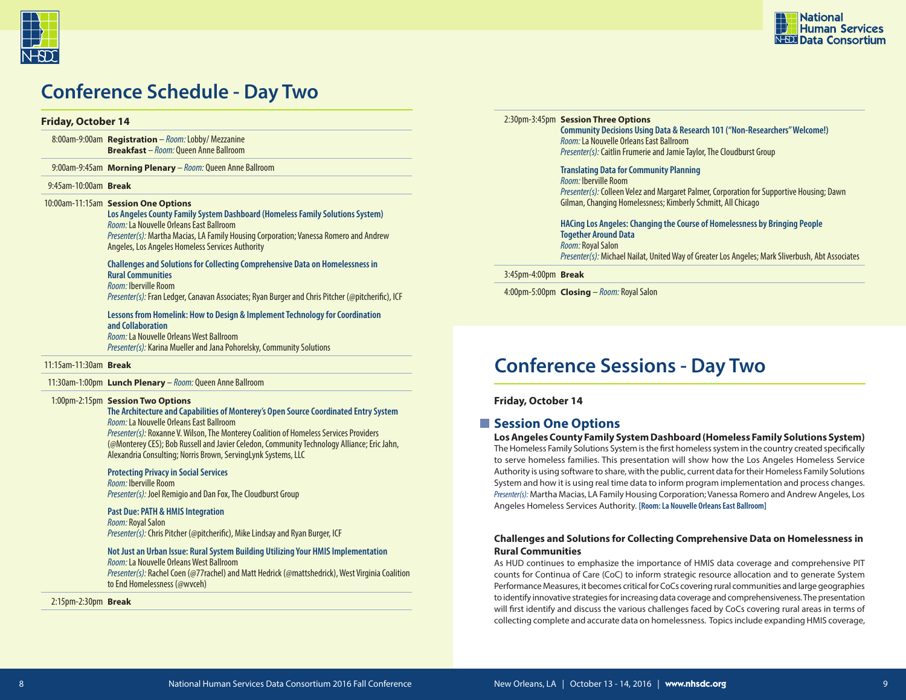# Conference Schedule - Day Two

**Friday, October 14**

8:00am-9:00am **Registration** – *Room:* Lobby/ Mezzanine
**Breakfast** – *Room:* Queen Anne Ballroom

9:00am-9:45am **Morning Plenary** – *Room:* Queen Anne Ballroom

9:45am-10:00am **Break**

10:00am-11:15am **Session One Options**

**Los Angeles County Family System Dashboard (Homeless Family Solutions System)**
*Room:* La Nouvelle Orleans East Ballroom
*Presenter(s):* Martha Macias, LA Family Housing Corporation; Vanessa Romero and Andrew Angeles, Los Angeles Homeless Services Authority

**Challenges and Solutions for Collecting Comprehensive Data on Homelessness in Rural Communities**
*Room:* Iberville Room
*Presenter(s):* Fran Ledger, Canavan Associates; Ryan Burger and Chris Pitcher (@pitcherific), ICF

**Lessons from Homelink: How to Design & Implement Technology for Coordination and Collaboration**
*Room:* La Nouvelle Orleans West Ballroom
*Presenter(s):* Karina Mueller and Jana Pohorelsky, Community Solutions

11:15am-11:30am **Break**

11:30am-1:00pm **Lunch Plenary** – *Room:* Queen Anne Ballroom

1:00pm-2:15pm **Session Two Options**

**The Architecture and Capabilities of Monterey's Open Source Coordinated Entry System**
*Room:* La Nouvelle Orleans East Ballroom
*Presenter(s):* Roxanne V. Wilson, The Monterey Coalition of Homeless Services Providers (@Monterey CES); Bob Russell and Javier Celedon, Community Technology Alliance; Eric Jahn, Alexandria Consulting; Norris Brown, ServingLynk Systems, LLC

**Protecting Privacy in Social Services**
*Room:* Iberville Room
*Presenter(s):* Joel Remigio and Dan Fox, The Cloudburst Group

**Past Due: PATH & HMIS Integration**
*Room:* Royal Salon
*Presenter(s):* Chris Pitcher (@pitcherific), Mike Lindsay and Ryan Burger, ICF

**Not Just an Urban Issue: Rural System Building Utilizing Your HMIS Implementation**
*Room:* La Nouvelle Orleans West Ballroom
*Presenter(s):* Rachel Coen (@77rachel) and Matt Hedrick (@mattshedrick), West Virginia Coalition to End Homelessness (@wvceh)

2:15pm-2:30pm **Break**

2:30pm-3:45pm **Session Three Options**

**Community Decisions Using Data & Research 101 ("Non-Researchers" Welcome!)**
*Room:* La Nouvelle Orleans East Ballroom
*Presenter(s):* Caitlin Frumerie and Jamie Taylor, The Cloudburst Group

**Translating Data for Community Planning**
*Room:* Iberville Room
*Presenter(s):* Colleen Velez and Margaret Palmer, Corporation for Supportive Housing; Dawn Gilman, Changing Homelessness; Kimberly Schmitt, All Chicago

**HACing Los Angeles: Changing the Course of Homelessness by Bringing People Together Around Data**
*Room:* Royal Salon
*Presenter(s):* Michael Nailat, United Way of Greater Los Angeles; Mark Sliverbush, Abt Associates

3:45pm-4:00pm **Break**

4:00pm-5:00pm **Closing** – *Room:* Royal Salon

# Conference Sessions - Day Two

**Friday, October 14**

## Session One Options

**Los Angeles County Family System Dashboard (Homeless Family Solutions System)**

The Homeless Family Solutions System is the first homeless system in the country created specifically to serve homeless families. This presentation will show how the Los Angeles Homeless Service Authority is using software to share, with the public, current data for their Homeless Family Solutions System and how it is using real time data to inform program implementation and process changes. *Presenter(s):* Martha Macias, LA Family Housing Corporation; Vanessa Romero and Andrew Angeles, Los Angeles Homeless Services Authority. **[Room: La Nouvelle Orleans East Ballroom]**

**Challenges and Solutions for Collecting Comprehensive Data on Homelessness in Rural Communities**

As HUD continues to emphasize the importance of HMIS data coverage and comprehensive PIT counts for Continua of Care (CoC) to inform strategic resource allocation and to generate System Performance Measures, it becomes critical for CoCs covering rural communities and large geographies to identify innovative strategies for increasing data coverage and comprehensiveness. The presentation will first identify and discuss the various challenges faced by CoCs covering rural areas in terms of collecting complete and accurate data on homelessness. Topics include expanding HMIS coverage,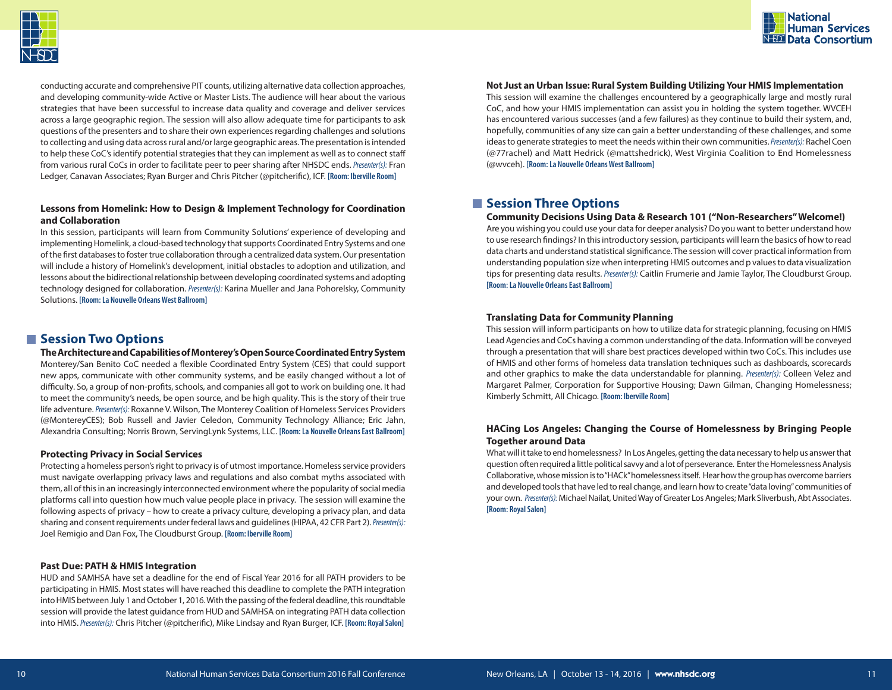conducting accurate and comprehensive PIT counts, utilizing alternative data collection approaches, and developing community-wide Active or Master Lists. The audience will hear about the various strategies that have been successful to increase data quality and coverage and deliver services across a large geographic region. The session will also allow adequate time for participants to ask questions of the presenters and to share their own experiences regarding challenges and solutions to collecting and using data across rural and/or large geographic areas. The presentation is intended to help these CoC's identify potential strategies that they can implement as well as to connect staff from various rural CoCs in order to facilitate peer to peer sharing after NHSDC ends. *Presenter(s):* Fran Ledger, Canavan Associates; Ryan Burger and Chris Pitcher (@pitcherific), ICF. **[Room: Iberville Room]**

**Lessons from Homelink: How to Design & Implement Technology for Coordination and Collaboration**

In this session, participants will learn from Community Solutions' experience of developing and implementing Homelink, a cloud-based technology that supports Coordinated Entry Systems and one of the first databases to foster true collaboration through a centralized data system. Our presentation will include a history of Homelink's development, initial obstacles to adoption and utilization, and lessons about the bidirectional relationship between developing coordinated systems and adopting technology designed for collaboration. *Presenter(s):* Karina Mueller and Jana Pohorelsky, Community Solutions. **[Room: La Nouvelle Orleans West Ballroom]**

## Session Two Options

**The Architecture and Capabilities of Monterey's Open Source Coordinated Entry System**

Monterey/San Benito CoC needed a flexible Coordinated Entry System (CES) that could support new apps, communicate with other community systems, and be easily changed without a lot of difficulty. So, a group of non-profits, schools, and companies all got to work on building one. It had to meet the community's needs, be open source, and be high quality. This is the story of their true life adventure. *Presenter(s):* Roxanne V. Wilson, The Monterey Coalition of Homeless Services Providers (@MontereyCES); Bob Russell and Javier Celedon, Community Technology Alliance; Eric Jahn, Alexandria Consulting; Norris Brown, ServingLynk Systems, LLC. **[Room: La Nouvelle Orleans East Ballroom]**

**Protecting Privacy in Social Services**

Protecting a homeless person's right to privacy is of utmost importance. Homeless service providers must navigate overlapping privacy laws and regulations and also combat myths associated with them, all of this in an increasingly interconnected environment where the popularity of social media platforms call into question how much value people place in privacy. The session will examine the following aspects of privacy – how to create a privacy culture, developing a privacy plan, and data sharing and consent requirements under federal laws and guidelines (HIPAA, 42 CFR Part 2). *Presenter(s):* Joel Remigio and Dan Fox, The Cloudburst Group. **[Room: Iberville Room]**

**Past Due: PATH & HMIS Integration**

HUD and SAMHSA have set a deadline for the end of Fiscal Year 2016 for all PATH providers to be participating in HMIS. Most states will have reached this deadline to complete the PATH integration into HMIS between July 1 and October 1, 2016. With the passing of the federal deadline, this roundtable session will provide the latest guidance from HUD and SAMHSA on integrating PATH data collection into HMIS. *Presenter(s):* Chris Pitcher (@pitcherific), Mike Lindsay and Ryan Burger, ICF. **[Room: Royal Salon]**

**Not Just an Urban Issue: Rural System Building Utilizing Your HMIS Implementation**

This session will examine the challenges encountered by a geographically large and mostly rural CoC, and how your HMIS implementation can assist you in holding the system together. WVCEH has encountered various successes (and a few failures) as they continue to build their system, and, hopefully, communities of any size can gain a better understanding of these challenges, and some ideas to generate strategies to meet the needs within their own communities. *Presenter(s):* Rachel Coen (@77rachel) and Matt Hedrick (@mattshedrick), West Virginia Coalition to End Homelessness (@wvceh). **[Room: La Nouvelle Orleans West Ballroom]**

## Session Three Options

**Community Decisions Using Data & Research 101 ("Non-Researchers" Welcome!)**

Are you wishing you could use your data for deeper analysis? Do you want to better understand how to use research findings? In this introductory session, participants will learn the basics of how to read data charts and understand statistical significance. The session will cover practical information from understanding population size when interpreting HMIS outcomes and p values to data visualization tips for presenting data results. *Presenter(s):* Caitlin Frumerie and Jamie Taylor, The Cloudburst Group. **[Room: La Nouvelle Orleans East Ballroom]**

**Translating Data for Community Planning**

This session will inform participants on how to utilize data for strategic planning, focusing on HMIS Lead Agencies and CoCs having a common understanding of the data. Information will be conveyed through a presentation that will share best practices developed within two CoCs. This includes use of HMIS and other forms of homeless data translation techniques such as dashboards, scorecards and other graphics to make the data understandable for planning. *Presenter(s):* Colleen Velez and Margaret Palmer, Corporation for Supportive Housing; Dawn Gilman, Changing Homelessness; Kimberly Schmitt, All Chicago. **[Room: Iberville Room]**

**HACing Los Angeles: Changing the Course of Homelessness by Bringing People Together around Data**

What will it take to end homelessness? In Los Angeles, getting the data necessary to help us answer that question often required a little political savvy and a lot of perseverance. Enter the Homelessness Analysis Collaborative, whose mission is to "HACk" homelessness itself. Hear how the group has overcome barriers and developed tools that have led to real change, and learn how to create "data loving" communities of your own. *Presenter(s):* Michael Nailat, United Way of Greater Los Angeles; Mark Sliverbush, Abt Associates. **[Room: Royal Salon]**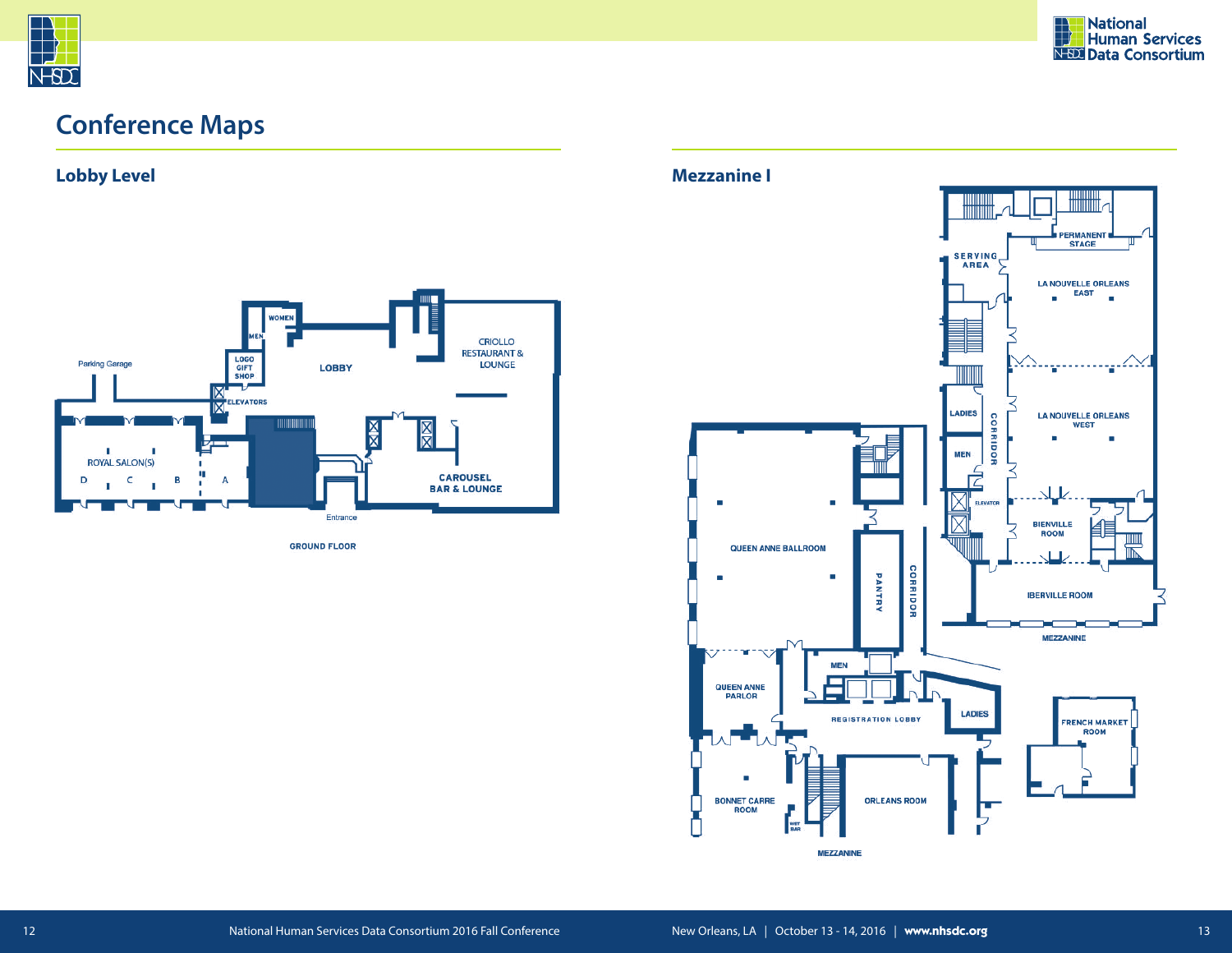# Conference Maps

## Lobby Level

Parking Garage

WOMEN

MEN

LOGO GIFT SHOP

LOBBY

CRIOLLO RESTAURANT & LOUNGE

ELEVATORS

ROYAL SALON(S)

D C B A

CAROUSEL BAR & LOUNGE

Entrance

GROUND FLOOR

## Mezzanine I

PERMANENT STAGE

SERVING AREA

LA NOUVELLE ORLEANS EAST

LA NOUVELLE ORLEANS WEST

LADIES

MEN

CORRIDOR

ELEVATOR

BIENVILLE ROOM

IBERVILLE ROOM

MEZZANINE

QUEEN ANNE BALLROOM

PANTRY

CORRIDOR

MEN

QUEEN ANNE PARLOR

REGISTRATION LOBBY

LADIES

FRENCH MARKET ROOM

BONNET CARRE ROOM

WET BAR

ORLEANS ROOM

MEZZANINE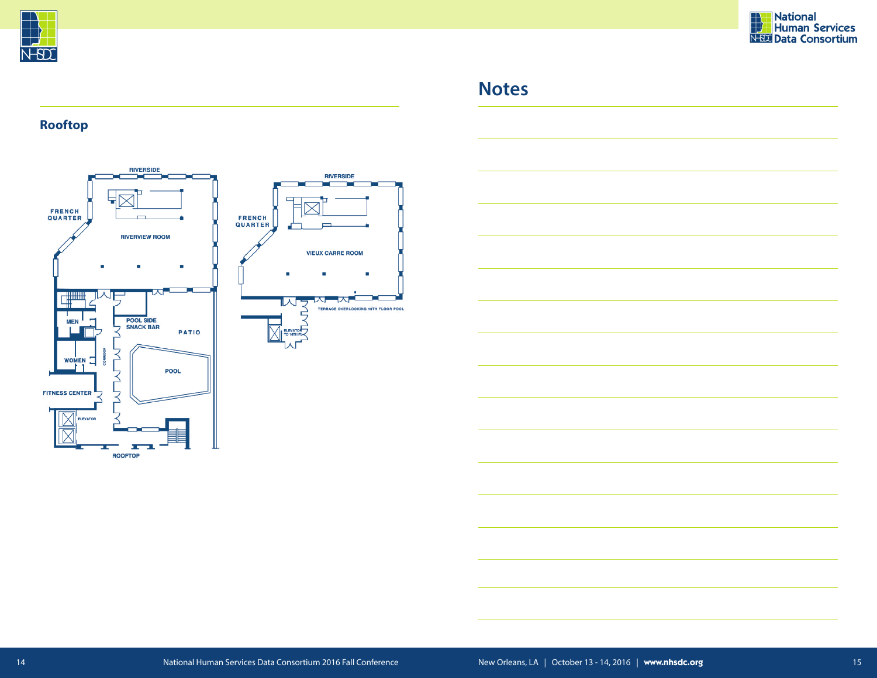## Rooftop

RIVERSIDE

FRENCH QUARTER

RIVERVIEW ROOM

MEN

POOL SIDE SNACK BAR

PATIO

WOMEN

CORRIDOR

POOL

FITNESS CENTER

ELEVATOR

ROOFTOP

RIVERSIDE

FRENCH QUARTER

VIEUX CARRE ROOM

TERRACE OVERLOOKING 16TH FLOOR POOL

ELEVATOR TO 16TH FL

## Notes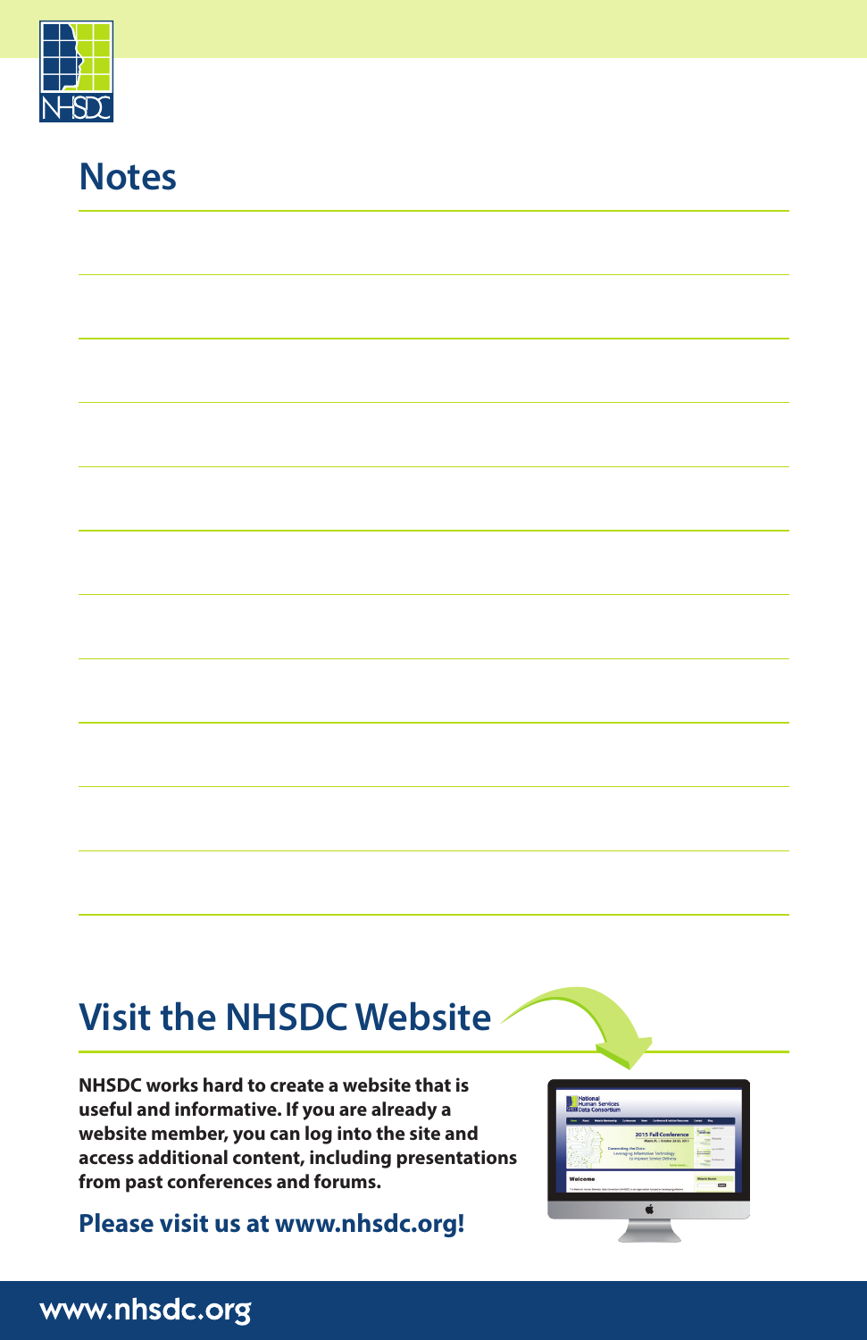## Notes

## Visit the NHSDC Website

**NHSDC works hard to create a website that is useful and informative. If you are already a website member, you can log into the site and access additional content, including presentations from past conferences and forums.**

**Please visit us at www.nhsdc.org!**

www.nhsdc.org